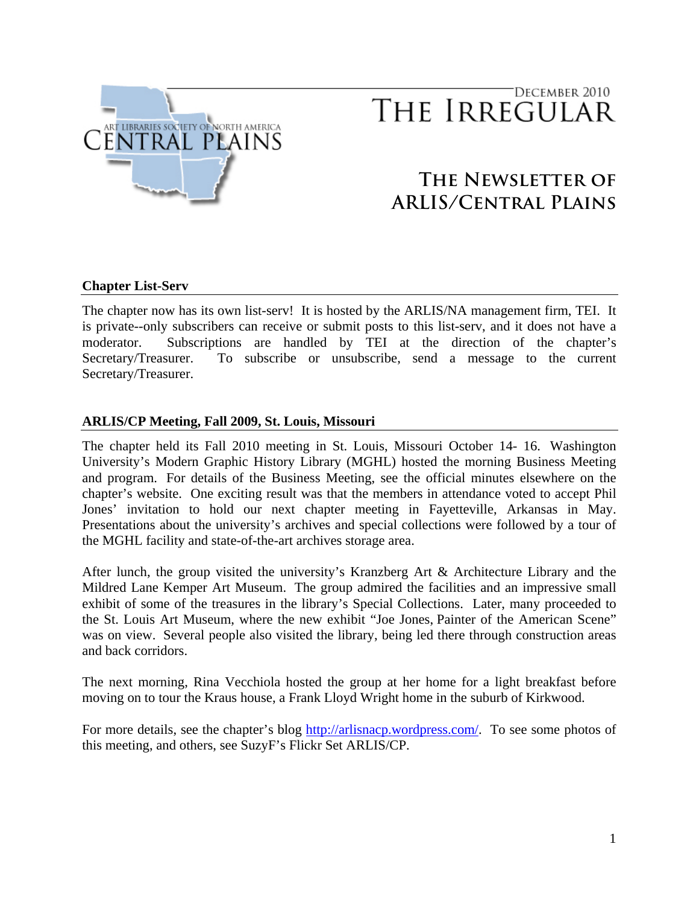ART LIBRARIES SOCIETY OF NORTH AMERICA
CENTRAL PLAINS

DECEMBER 2010

# THE IRREGULAR

## THE NEWSLETTER OF ARLIS/CENTRAL PLAINS

### Chapter List-Serv

The chapter now has its own list-serv! It is hosted by the ARLIS/NA management firm, TEI. It is private--only subscribers can receive or submit posts to this list-serv, and it does not have a moderator. Subscriptions are handled by TEI at the direction of the chapter's Secretary/Treasurer. To subscribe or unsubscribe, send a message to the current Secretary/Treasurer.

### ARLIS/CP Meeting, Fall 2009, St. Louis, Missouri

The chapter held its Fall 2010 meeting in St. Louis, Missouri October 14- 16. Washington University's Modern Graphic History Library (MGHL) hosted the morning Business Meeting and program. For details of the Business Meeting, see the official minutes elsewhere on the chapter's website. One exciting result was that the members in attendance voted to accept Phil Jones' invitation to hold our next chapter meeting in Fayetteville, Arkansas in May. Presentations about the university's archives and special collections were followed by a tour of the MGHL facility and state-of-the-art archives storage area.

After lunch, the group visited the university's Kranzberg Art & Architecture Library and the Mildred Lane Kemper Art Museum. The group admired the facilities and an impressive small exhibit of some of the treasures in the library's Special Collections. Later, many proceeded to the St. Louis Art Museum, where the new exhibit "Joe Jones, Painter of the American Scene" was on view. Several people also visited the library, being led there through construction areas and back corridors.

The next morning, Rina Vecchiola hosted the group at her home for a light breakfast before moving on to tour the Kraus house, a Frank Lloyd Wright home in the suburb of Kirkwood.

For more details, see the chapter's blog http://arlisnacp.wordpress.com/. To see some photos of this meeting, and others, see SuzyF's Flickr Set ARLIS/CP.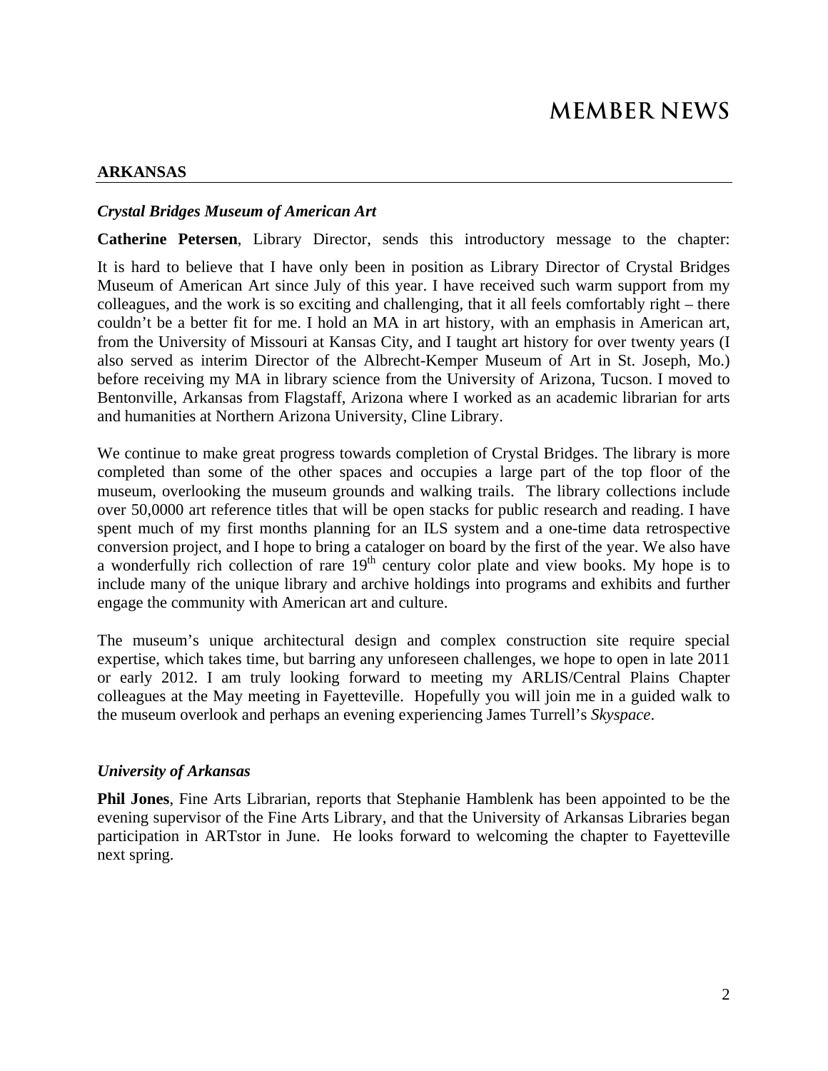# MEMBER NEWS

## ARKANSAS

### *Crystal Bridges Museum of American Art*

**Catherine Petersen**, Library Director, sends this introductory message to the chapter:

It is hard to believe that I have only been in position as Library Director of Crystal Bridges Museum of American Art since July of this year. I have received such warm support from my colleagues, and the work is so exciting and challenging, that it all feels comfortably right – there couldn't be a better fit for me. I hold an MA in art history, with an emphasis in American art, from the University of Missouri at Kansas City, and I taught art history for over twenty years (I also served as interim Director of the Albrecht-Kemper Museum of Art in St. Joseph, Mo.) before receiving my MA in library science from the University of Arizona, Tucson. I moved to Bentonville, Arkansas from Flagstaff, Arizona where I worked as an academic librarian for arts and humanities at Northern Arizona University, Cline Library.

We continue to make great progress towards completion of Crystal Bridges. The library is more completed than some of the other spaces and occupies a large part of the top floor of the museum, overlooking the museum grounds and walking trails. The library collections include over 50,0000 art reference titles that will be open stacks for public research and reading. I have spent much of my first months planning for an ILS system and a one-time data retrospective conversion project, and I hope to bring a cataloger on board by the first of the year. We also have a wonderfully rich collection of rare 19th century color plate and view books. My hope is to include many of the unique library and archive holdings into programs and exhibits and further engage the community with American art and culture.

The museum's unique architectural design and complex construction site require special expertise, which takes time, but barring any unforeseen challenges, we hope to open in late 2011 or early 2012. I am truly looking forward to meeting my ARLIS/Central Plains Chapter colleagues at the May meeting in Fayetteville. Hopefully you will join me in a guided walk to the museum overlook and perhaps an evening experiencing James Turrell's *Skyspace*.

### *University of Arkansas*

**Phil Jones**, Fine Arts Librarian, reports that Stephanie Hamblenk has been appointed to be the evening supervisor of the Fine Arts Library, and that the University of Arkansas Libraries began participation in ARTstor in June. He looks forward to welcoming the chapter to Fayetteville next spring.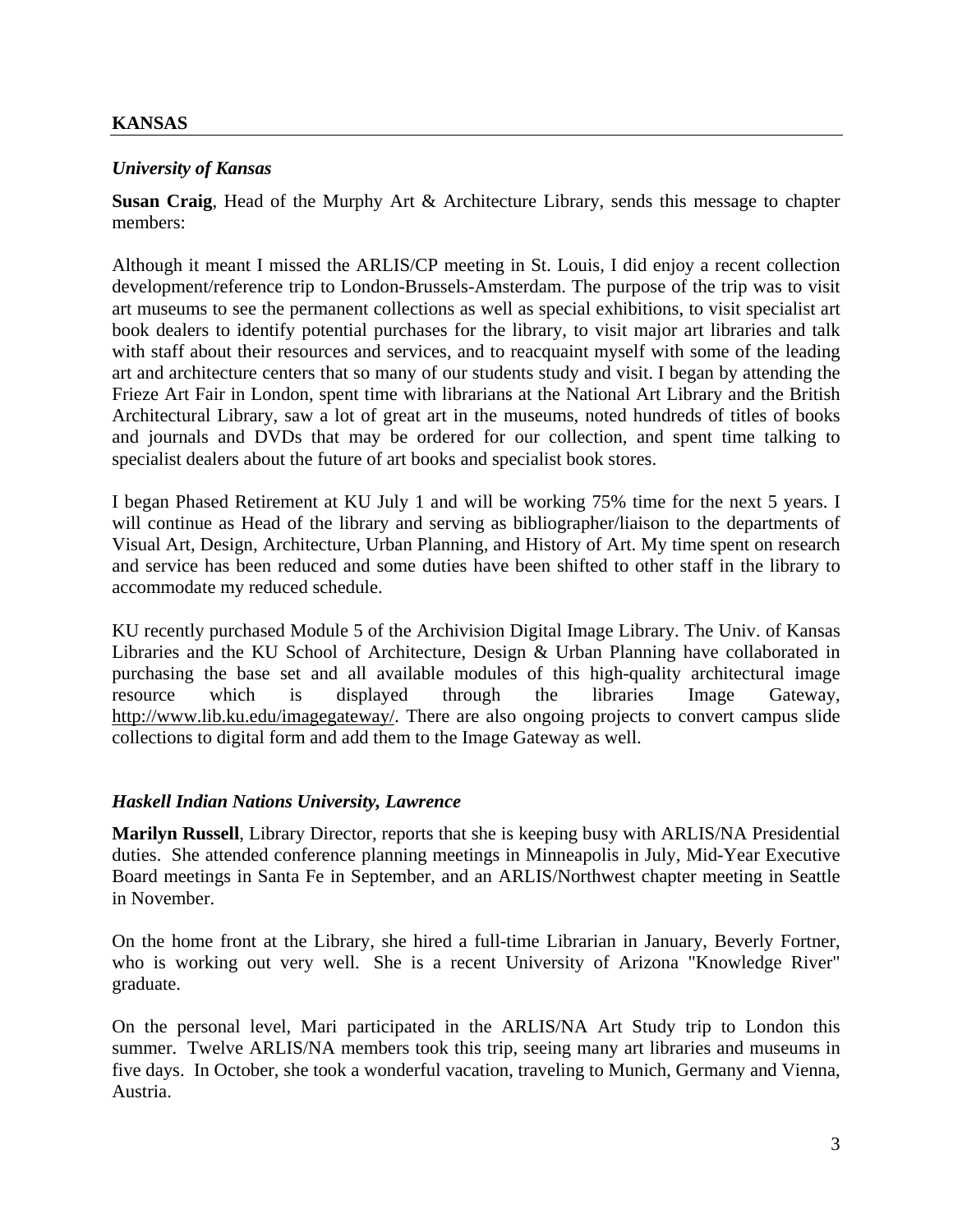## KANSAS

### *University of Kansas*

**Susan Craig**, Head of the Murphy Art & Architecture Library, sends this message to chapter members:

Although it meant I missed the ARLIS/CP meeting in St. Louis, I did enjoy a recent collection development/reference trip to London-Brussels-Amsterdam. The purpose of the trip was to visit art museums to see the permanent collections as well as special exhibitions, to visit specialist art book dealers to identify potential purchases for the library, to visit major art libraries and talk with staff about their resources and services, and to reacquaint myself with some of the leading art and architecture centers that so many of our students study and visit. I began by attending the Frieze Art Fair in London, spent time with librarians at the National Art Library and the British Architectural Library, saw a lot of great art in the museums, noted hundreds of titles of books and journals and DVDs that may be ordered for our collection, and spent time talking to specialist dealers about the future of art books and specialist book stores.

I began Phased Retirement at KU July 1 and will be working 75% time for the next 5 years. I will continue as Head of the library and serving as bibliographer/liaison to the departments of Visual Art, Design, Architecture, Urban Planning, and History of Art. My time spent on research and service has been reduced and some duties have been shifted to other staff in the library to accommodate my reduced schedule.

KU recently purchased Module 5 of the Archivision Digital Image Library. The Univ. of Kansas Libraries and the KU School of Architecture, Design & Urban Planning have collaborated in purchasing the base set and all available modules of this high-quality architectural image resource which is displayed through the libraries Image Gateway, http://www.lib.ku.edu/imagegateway/. There are also ongoing projects to convert campus slide collections to digital form and add them to the Image Gateway as well.

### *Haskell Indian Nations University, Lawrence*

**Marilyn Russell**, Library Director, reports that she is keeping busy with ARLIS/NA Presidential duties. She attended conference planning meetings in Minneapolis in July, Mid-Year Executive Board meetings in Santa Fe in September, and an ARLIS/Northwest chapter meeting in Seattle in November.

On the home front at the Library, she hired a full-time Librarian in January, Beverly Fortner, who is working out very well. She is a recent University of Arizona "Knowledge River" graduate.

On the personal level, Mari participated in the ARLIS/NA Art Study trip to London this summer. Twelve ARLIS/NA members took this trip, seeing many art libraries and museums in five days. In October, she took a wonderful vacation, traveling to Munich, Germany and Vienna, Austria.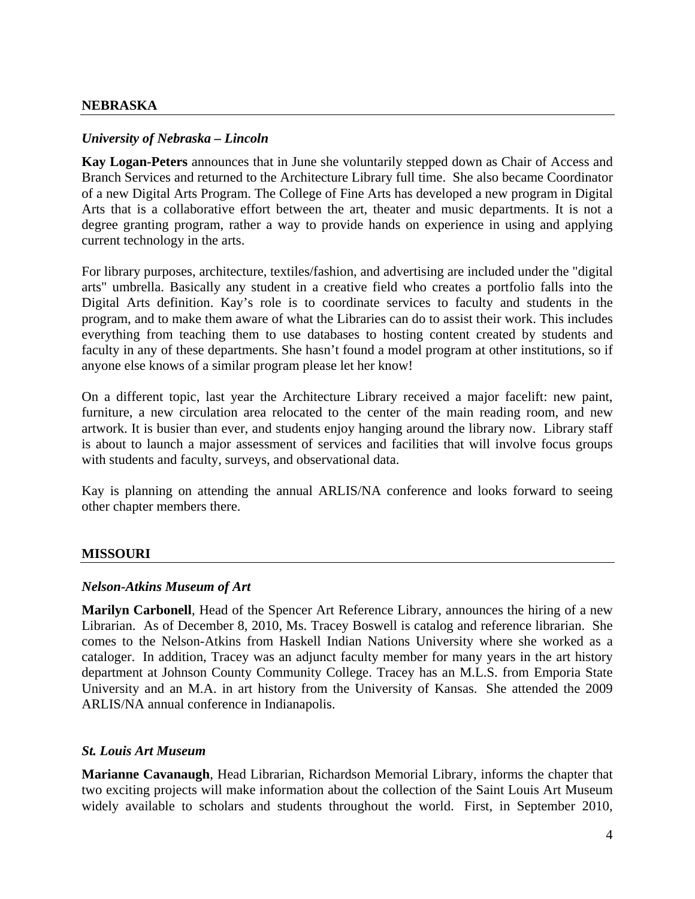## NEBRASKA

### *University of Nebraska – Lincoln*

**Kay Logan-Peters** announces that in June she voluntarily stepped down as Chair of Access and Branch Services and returned to the Architecture Library full time. She also became Coordinator of a new Digital Arts Program. The College of Fine Arts has developed a new program in Digital Arts that is a collaborative effort between the art, theater and music departments. It is not a degree granting program, rather a way to provide hands on experience in using and applying current technology in the arts.

For library purposes, architecture, textiles/fashion, and advertising are included under the "digital arts" umbrella. Basically any student in a creative field who creates a portfolio falls into the Digital Arts definition. Kay's role is to coordinate services to faculty and students in the program, and to make them aware of what the Libraries can do to assist their work. This includes everything from teaching them to use databases to hosting content created by students and faculty in any of these departments. She hasn't found a model program at other institutions, so if anyone else knows of a similar program please let her know!

On a different topic, last year the Architecture Library received a major facelift: new paint, furniture, a new circulation area relocated to the center of the main reading room, and new artwork. It is busier than ever, and students enjoy hanging around the library now. Library staff is about to launch a major assessment of services and facilities that will involve focus groups with students and faculty, surveys, and observational data.

Kay is planning on attending the annual ARLIS/NA conference and looks forward to seeing other chapter members there.

## MISSOURI

### *Nelson-Atkins Museum of Art*

**Marilyn Carbonell**, Head of the Spencer Art Reference Library, announces the hiring of a new Librarian. As of December 8, 2010, Ms. Tracey Boswell is catalog and reference librarian. She comes to the Nelson-Atkins from Haskell Indian Nations University where she worked as a cataloger. In addition, Tracey was an adjunct faculty member for many years in the art history department at Johnson County Community College. Tracey has an M.L.S. from Emporia State University and an M.A. in art history from the University of Kansas. She attended the 2009 ARLIS/NA annual conference in Indianapolis.

### *St. Louis Art Museum*

**Marianne Cavanaugh**, Head Librarian, Richardson Memorial Library, informs the chapter that two exciting projects will make information about the collection of the Saint Louis Art Museum widely available to scholars and students throughout the world. First, in September 2010,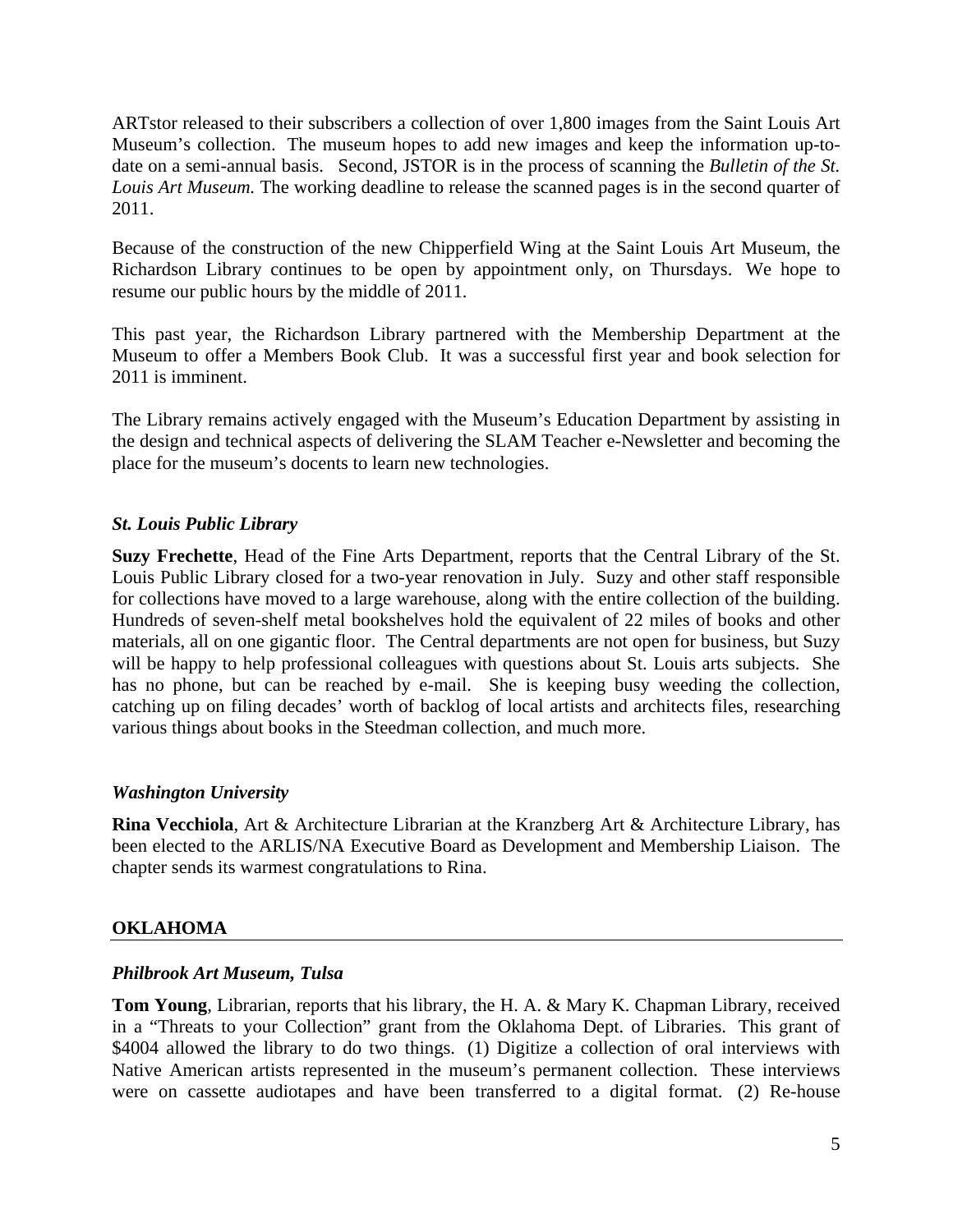ARTstor released to their subscribers a collection of over 1,800 images from the Saint Louis Art Museum's collection. The museum hopes to add new images and keep the information up-to-date on a semi-annual basis. Second, JSTOR is in the process of scanning the *Bulletin of the St. Louis Art Museum.* The working deadline to release the scanned pages is in the second quarter of 2011.

Because of the construction of the new Chipperfield Wing at the Saint Louis Art Museum, the Richardson Library continues to be open by appointment only, on Thursdays. We hope to resume our public hours by the middle of 2011.

This past year, the Richardson Library partnered with the Membership Department at the Museum to offer a Members Book Club. It was a successful first year and book selection for 2011 is imminent.

The Library remains actively engaged with the Museum's Education Department by assisting in the design and technical aspects of delivering the SLAM Teacher e-Newsletter and becoming the place for the museum's docents to learn new technologies.

### *St. Louis Public Library*

**Suzy Frechette**, Head of the Fine Arts Department, reports that the Central Library of the St. Louis Public Library closed for a two-year renovation in July. Suzy and other staff responsible for collections have moved to a large warehouse, along with the entire collection of the building. Hundreds of seven-shelf metal bookshelves hold the equivalent of 22 miles of books and other materials, all on one gigantic floor. The Central departments are not open for business, but Suzy will be happy to help professional colleagues with questions about St. Louis arts subjects. She has no phone, but can be reached by e-mail. She is keeping busy weeding the collection, catching up on filing decades' worth of backlog of local artists and architects files, researching various things about books in the Steedman collection, and much more.

### *Washington University*

**Rina Vecchiola**, Art & Architecture Librarian at the Kranzberg Art & Architecture Library, has been elected to the ARLIS/NA Executive Board as Development and Membership Liaison. The chapter sends its warmest congratulations to Rina.

## OKLAHOMA

### *Philbrook Art Museum, Tulsa*

**Tom Young**, Librarian, reports that his library, the H. A. & Mary K. Chapman Library, received in a "Threats to your Collection" grant from the Oklahoma Dept. of Libraries. This grant of $4004 allowed the library to do two things. (1) Digitize a collection of oral interviews with Native American artists represented in the museum's permanent collection. These interviews were on cassette audiotapes and have been transferred to a digital format. (2) Re-house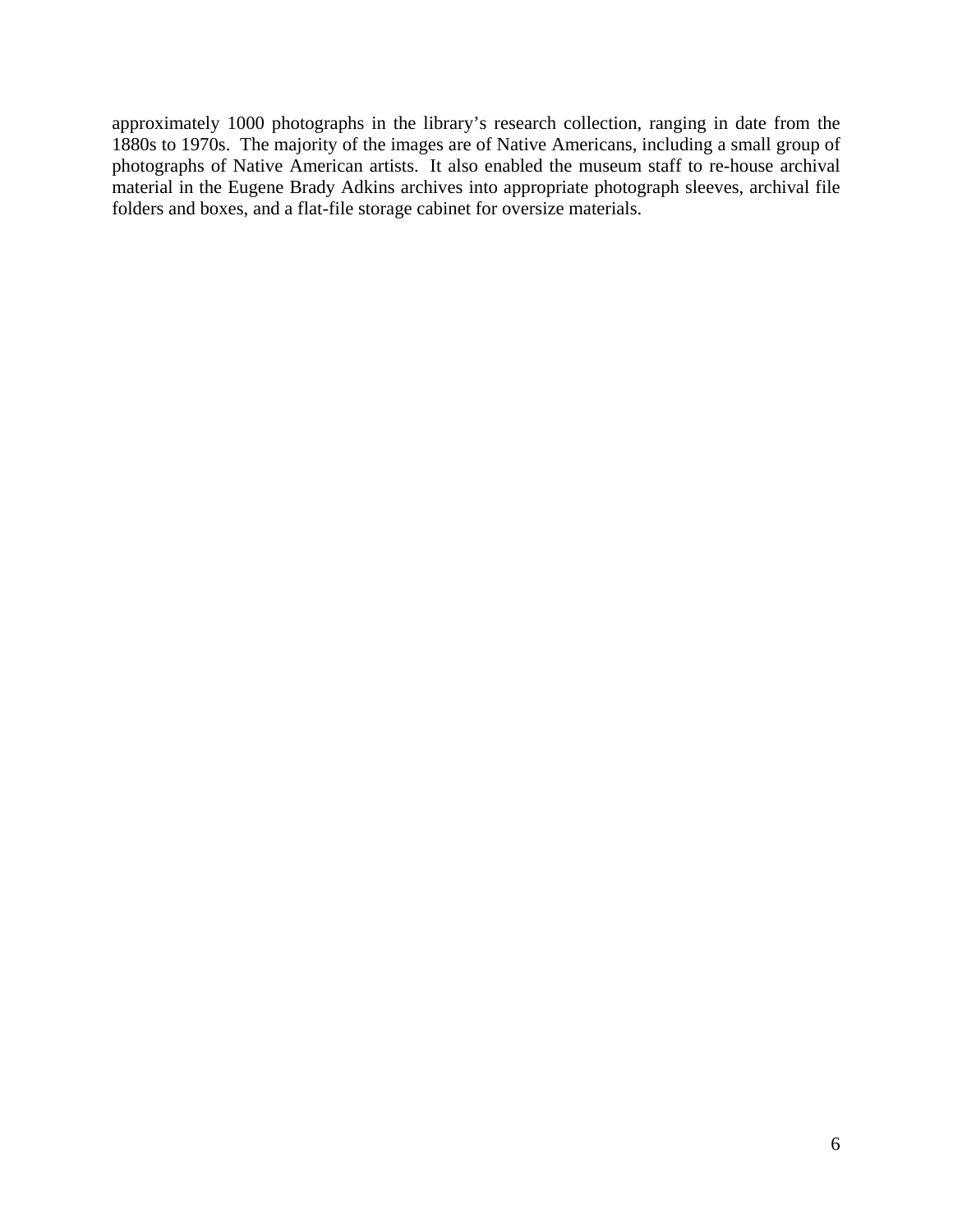approximately 1000 photographs in the library's research collection, ranging in date from the 1880s to 1970s. The majority of the images are of Native Americans, including a small group of photographs of Native American artists. It also enabled the museum staff to re-house archival material in the Eugene Brady Adkins archives into appropriate photograph sleeves, archival file folders and boxes, and a flat-file storage cabinet for oversize materials.